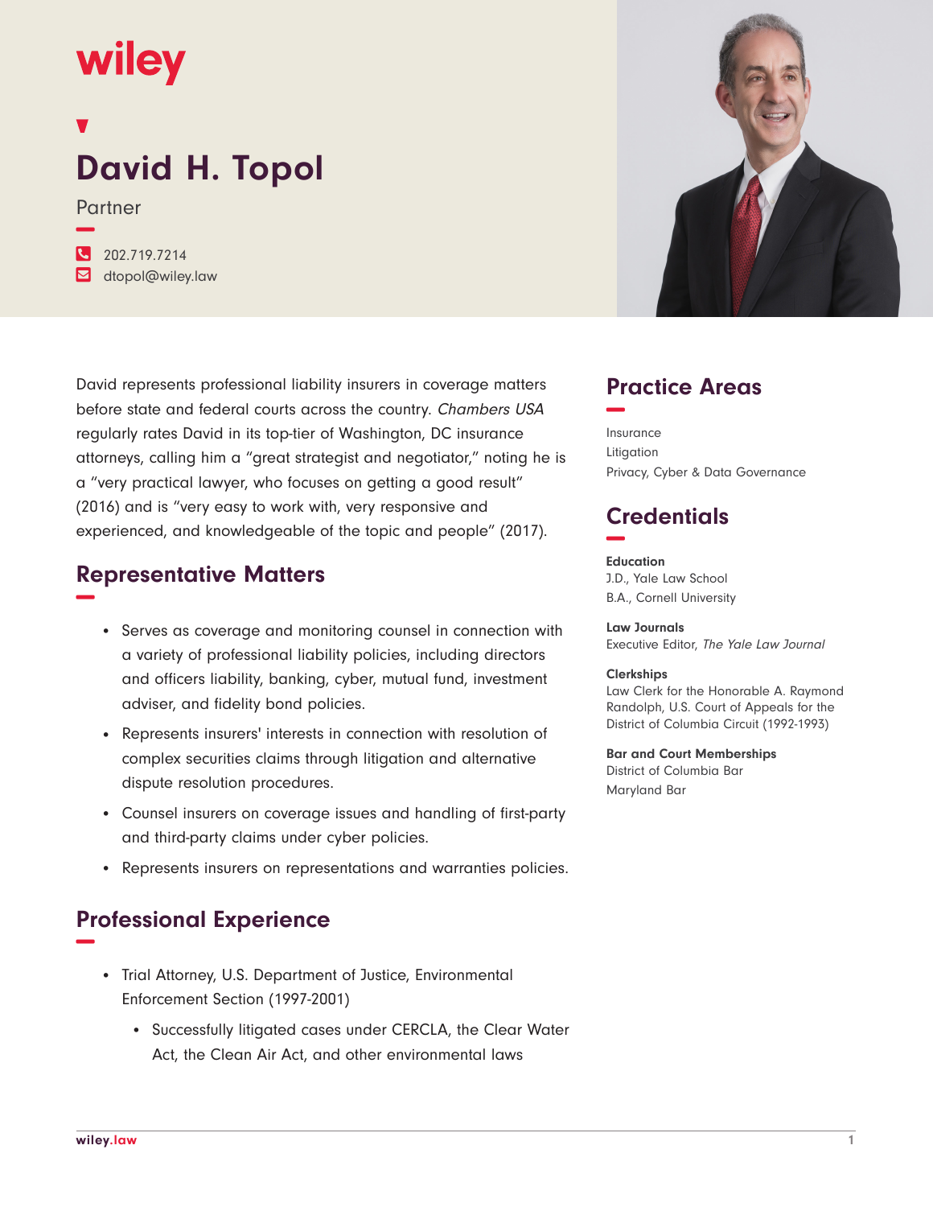# David H. Topol

Partner

202.719.7214
dtopol@wiley.law

David represents professional liability insurers in coverage matters before state and federal courts across the country. *Chambers USA* regularly rates David in its top-tier of Washington, DC insurance attorneys, calling him a "great strategist and negotiator," noting he is a "very practical lawyer, who focuses on getting a good result" (2016) and is "very easy to work with, very responsive and experienced, and knowledgeable of the topic and people" (2017).

## Representative Matters

- Serves as coverage and monitoring counsel in connection with a variety of professional liability policies, including directors and officers liability, banking, cyber, mutual fund, investment adviser, and fidelity bond policies.
- Represents insurers' interests in connection with resolution of complex securities claims through litigation and alternative dispute resolution procedures.
- Counsel insurers on coverage issues and handling of first-party and third-party claims under cyber policies.
- Represents insurers on representations and warranties policies.

## Professional Experience

- Trial Attorney, U.S. Department of Justice, Environmental Enforcement Section (1997-2001)
  - Successfully litigated cases under CERCLA, the Clean Water Act, the Clean Air Act, and other environmental laws

## Practice Areas

Insurance
Litigation
Privacy, Cyber & Data Governance

## Credentials

**Education**
J.D., Yale Law School
B.A., Cornell University

**Law Journals**
Executive Editor, *The Yale Law Journal*

**Clerkships**
Law Clerk for the Honorable A. Raymond Randolph, U.S. Court of Appeals for the District of Columbia Circuit (1992-1993)

**Bar and Court Memberships**
District of Columbia Bar
Maryland Bar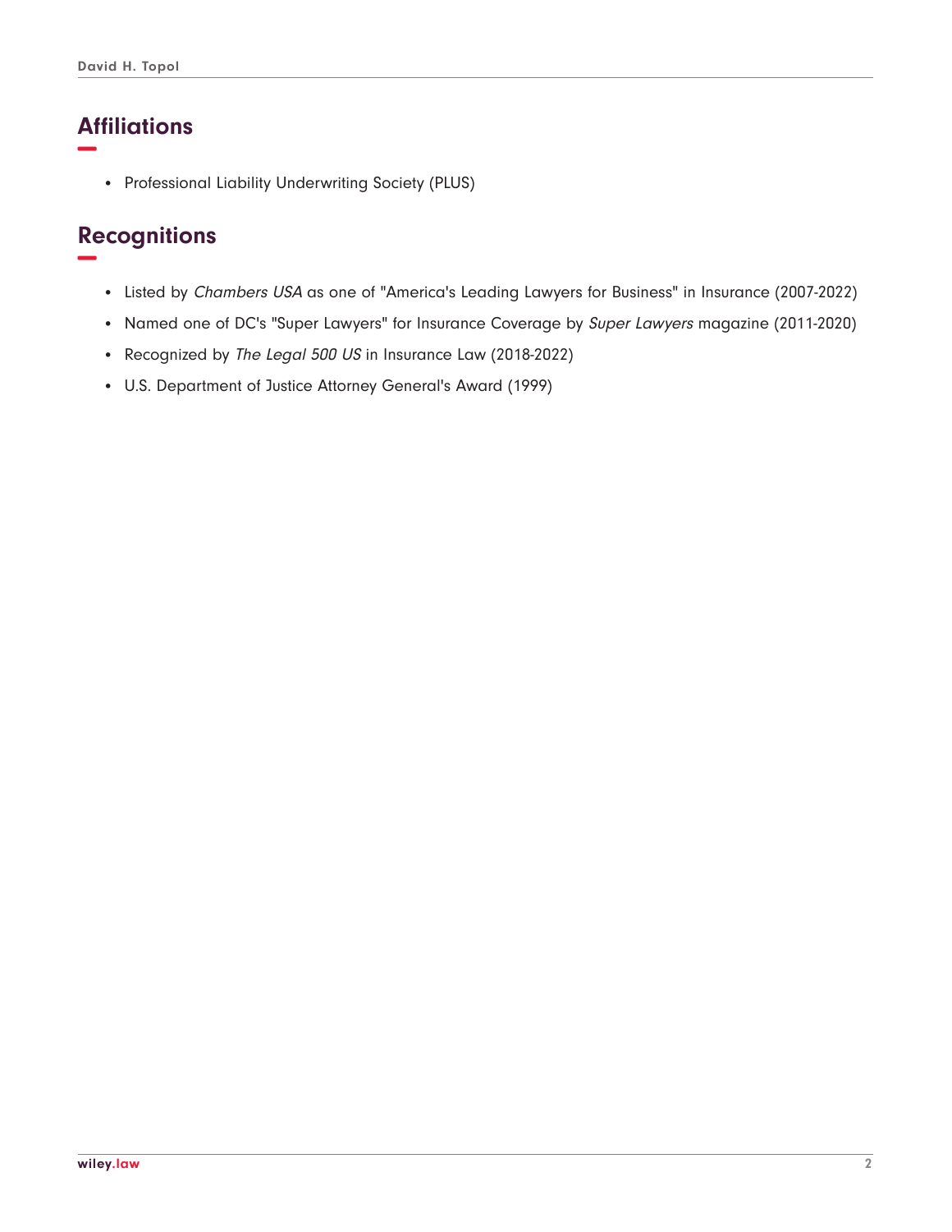## Affiliations

- Professional Liability Underwriting Society (PLUS)

## Recognitions

- Listed by *Chambers USA* as one of "America's Leading Lawyers for Business" in Insurance (2007-2022)
- Named one of DC's "Super Lawyers" for Insurance Coverage by *Super Lawyers* magazine (2011-2020)
- Recognized by *The Legal 500 US* in Insurance Law (2018-2022)
- U.S. Department of Justice Attorney General's Award (1999)